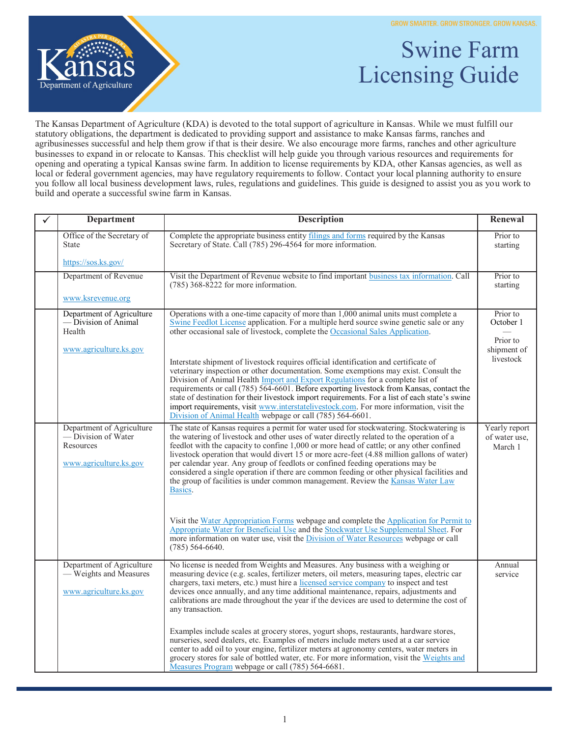GROW SMARTER. GROW STRONGER. GROW KANSAS.

# Swine Farm Licensing Guide

The Kansas Department of Agriculture (KDA) is devoted to the total support of agriculture in Kansas. While we must fulfill our statutory obligations, the department is dedicated to providing support and assistance to make Kansas farms, ranches and agribusinesses successful and help them grow if that is their desire. We also encourage more farms, ranches and other agriculture businesses to expand in or relocate to Kansas. This checklist will help guide you through various resources and requirements for opening and operating a typical Kansas swine farm. In addition to license requirements by KDA, other Kansas agencies, as well as local or federal government agencies, may have regulatory requirements to follow. Contact your local planning authority to ensure you follow all local business development laws, rules, regulations and guidelines. This guide is designed to assist you as you work to build and operate a successful swine farm in Kansas.

| ✓ | Department | Description | Renewal |
|---|---|---|---|
| | Office of the Secretary of State<br><br>https://sos.ks.gov/ | Complete the appropriate business entity filings and forms required by the Kansas Secretary of State. Call (785) 296-4564 for more information. | Prior to starting |
| | Department of Revenue<br><br>www.ksrevenue.org | Visit the Department of Revenue website to find important business tax information. Call (785) 368-8222 for more information. | Prior to starting |
| | Department of Agriculture — Division of Animal Health<br><br>www.agriculture.ks.gov | Operations with a one-time capacity of more than 1,000 animal units must complete a Swine Feedlot License application. For a multiple herd source swine genetic sale or any other occasional sale of livestock, complete the Occasional Sales Application.<br><br>Interstate shipment of livestock requires official identification and certificate of veterinary inspection or other documentation. Some exemptions may exist. Consult the Division of Animal Health Import and Export Regulations for a complete list of requirements or call (785) 564-6601. **Before exporting livestock from Kansas, contact the state of destination for their livestock import requirements.** For a list of each state's swine import requirements, visit www.interstatelivestock.com. For more information, visit the Division of Animal Health webpage or call (785) 564-6601. | Prior to October 1<br>—<br>Prior to shipment of livestock |
| | Department of Agriculture — Division of Water Resources<br><br>www.agriculture.ks.gov | The state of Kansas requires a permit for water used for stockwatering. Stockwatering is the watering of livestock and other uses of water directly related to the operation of a feedlot with the capacity to confine 1,000 or more head of cattle; or any other confined livestock operation that would divert 15 or more acre-feet (4.88 million gallons of water) per calendar year. Any group of feedlots or confined feeding operations may be considered a single operation if there are common feeding or other physical facilities and the group of facilities is under common management. Review the Kansas Water Law Basics.<br><br>Visit the Water Appropriation Forms webpage and complete the Application for Permit to Appropriate Water for Beneficial Use and the Stockwater Use Supplemental Sheet. For more information on water use, visit the Division of Water Resources webpage or call (785) 564-6640. | Yearly report of water use, March 1 |
| | Department of Agriculture — Weights and Measures<br><br>www.agriculture.ks.gov | No license is needed from Weights and Measures. Any business with a weighing or measuring device (e.g. scales, fertilizer meters, oil meters, measuring tapes, electric car chargers, taxi meters, etc.) must hire a licensed service company to inspect and test devices once annually, and any time additional maintenance, repairs, adjustments and calibrations are made throughout the year if the devices are used to determine the cost of any transaction.<br><br>Examples include scales at grocery stores, yogurt shops, restaurants, hardware stores, nurseries, seed dealers, etc. Examples of meters include meters used at a car service center to add oil to your engine, fertilizer meters at agronomy centers, water meters in grocery stores for sale of bottled water, etc. For more information, visit the Weights and Measures Program webpage or call (785) 564-6681. | Annual service |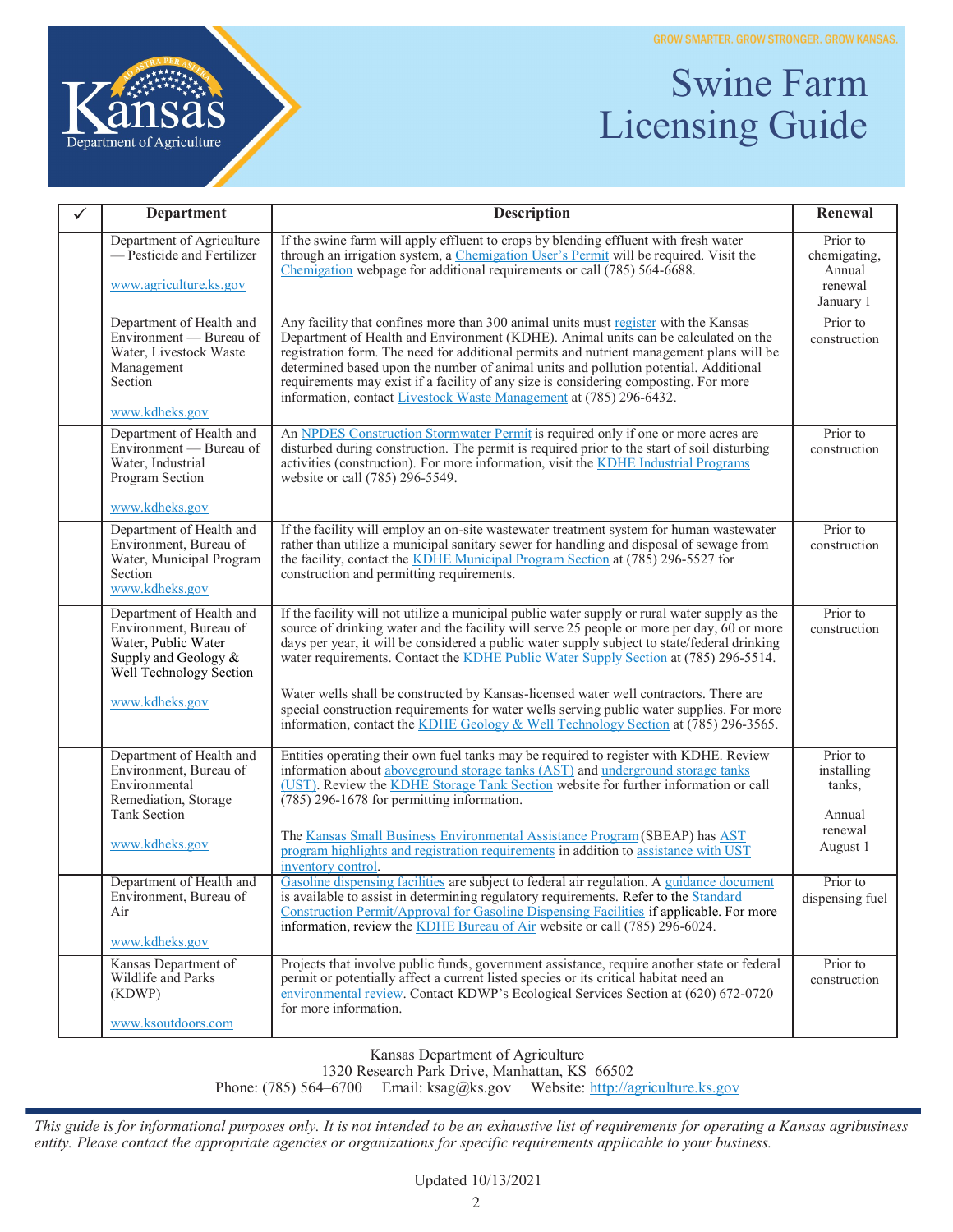# Swine Farm Licensing Guide

GROW SMARTER. GROW STRONGER. GROW KANSAS.

| ✓ | Department | Description | Renewal |
|---|---|---|---|
| | Department of Agriculture — Pesticide and Fertilizer<br><br>www.agriculture.ks.gov | If the swine farm will apply effluent to crops by blending effluent with fresh water through an irrigation system, a Chemigation User's Permit will be required. Visit the Chemigation webpage for additional requirements or call (785) 564-6688. | Prior to chemigating, Annual renewal January 1 |
| | Department of Health and Environment — Bureau of Water, Livestock Waste Management Section<br><br>www.kdheks.gov | Any facility that confines more than 300 animal units must register with the Kansas Department of Health and Environment (KDHE). Animal units can be calculated on the registration form. The need for additional permits and nutrient management plans will be determined based upon the number of animal units and pollution potential. Additional requirements may exist if a facility of any size is considering composting. For more information, contact Livestock Waste Management at (785) 296-6432. | Prior to construction |
| | Department of Health and Environment — Bureau of Water, Industrial Program Section<br><br>www.kdheks.gov | An NPDES Construction Stormwater Permit is required only if one or more acres are disturbed during construction. The permit is required prior to the start of soil disturbing activities (construction). For more information, visit the KDHE Industrial Programs website or call (785) 296-5549. | Prior to construction |
| | Department of Health and Environment, Bureau of Water, Municipal Program Section<br>www.kdheks.gov | If the facility will employ an on-site wastewater treatment system for human wastewater rather than utilize a municipal sanitary sewer for handling and disposal of sewage from the facility, contact the KDHE Municipal Program Section at (785) 296-5527 for construction and permitting requirements. | Prior to construction |
| | Department of Health and Environment, Bureau of Water, Public Water Supply and Geology & Well Technology Section<br><br>www.kdheks.gov | If the facility will not utilize a municipal public water supply or rural water supply as the source of drinking water and the facility will serve 25 people or more per day, 60 or more days per year, it will be considered a public water supply subject to state/federal drinking water requirements. Contact the KDHE Public Water Supply Section at (785) 296-5514.<br><br>Water wells shall be constructed by Kansas-licensed water well contractors. There are special construction requirements for water wells serving public water supplies. For more information, contact the KDHE Geology & Well Technology Section at (785) 296-3565. | Prior to construction |
| | Department of Health and Environment, Bureau of Environmental Remediation, Storage Tank Section<br><br>www.kdheks.gov | Entities operating their own fuel tanks may be required to register with KDHE. Review information about aboveground storage tanks (AST) and underground storage tanks (UST). Review the KDHE Storage Tank Section website for further information or call (785) 296-1678 for permitting information.<br><br>The Kansas Small Business Environmental Assistance Program (SBEAP) has AST program highlights and registration requirements in addition to assistance with UST inventory control. | Prior to installing tanks,<br><br>Annual renewal August 1 |
| | Department of Health and Environment, Bureau of Air<br><br>www.kdheks.gov | Gasoline dispensing facilities are subject to federal air regulation. A guidance document is available to assist in determining regulatory requirements. Refer to the Standard Construction Permit/Approval for Gasoline Dispensing Facilities if applicable. For more information, review the KDHE Bureau of Air website or call (785) 296-6024. | Prior to dispensing fuel |
| | Kansas Department of Wildlife and Parks (KDWP)<br><br>www.ksoutdoors.com | Projects that involve public funds, government assistance, require another state or federal permit or potentially affect a current listed species or its critical habitat need an environmental review. Contact KDWP's Ecological Services Section at (620) 672-0720 for more information. | Prior to construction |

Kansas Department of Agriculture
1320 Research Park Drive, Manhattan, KS 66502
Phone: (785) 564–6700  Email: ksag@ks.gov  Website: http://agriculture.ks.gov

*This guide is for informational purposes only. It is not intended to be an exhaustive list of requirements for operating a Kansas agribusiness entity. Please contact the appropriate agencies or organizations for specific requirements applicable to your business.*

Updated 10/13/2021